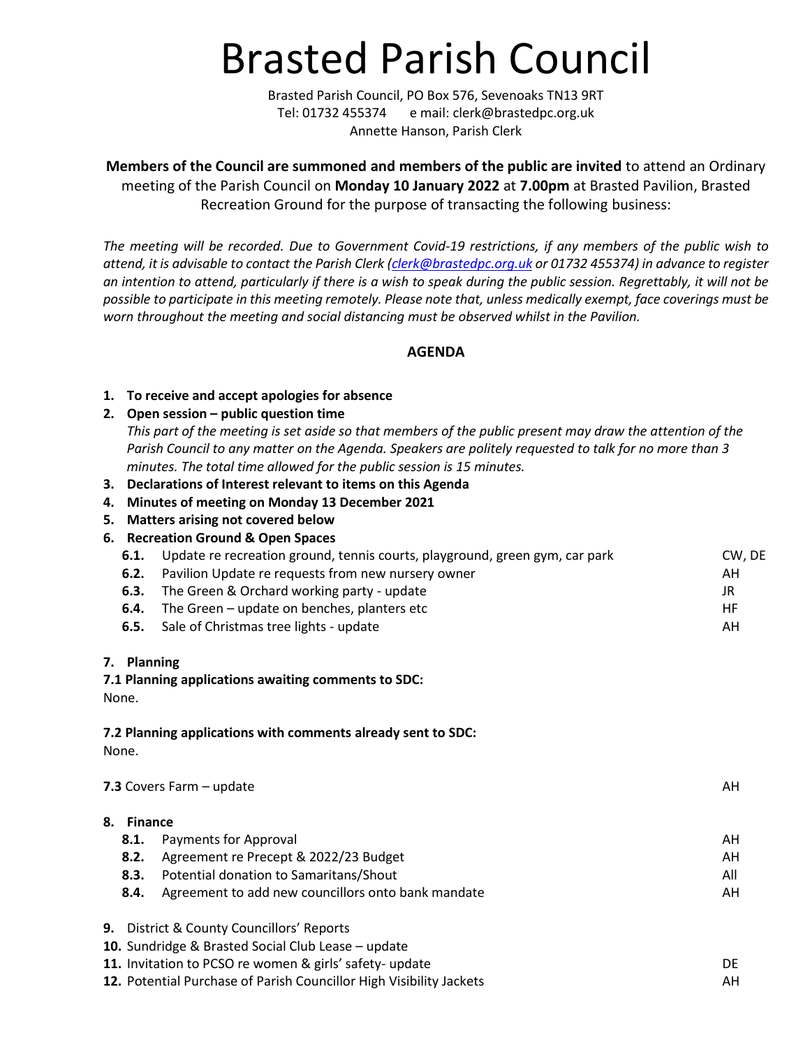# Brasted Parish Council

Brasted Parish Council, PO Box 576, Sevenoaks TN13 9RT
Tel: 01732 455374 e mail: clerk@brastedpc.org.uk
Annette Hanson, Parish Clerk

**Members of the Council are summoned and members of the public are invited** to attend an Ordinary meeting of the Parish Council on **Monday 10 January 2022** at **7.00pm** at Brasted Pavilion, Brasted Recreation Ground for the purpose of transacting the following business:

*The meeting will be recorded. Due to Government Covid-19 restrictions, if any members of the public wish to attend, it is advisable to contact the Parish Clerk (clerk@brastedpc.org.uk or 01732 455374) in advance to register an intention to attend, particularly if there is a wish to speak during the public session. Regrettably, it will not be possible to participate in this meeting remotely. Please note that, unless medically exempt, face coverings must be worn throughout the meeting and social distancing must be observed whilst in the Pavilion.*

## AGENDA

1. **To receive and accept apologies for absence**
2. **Open session – public question time**
   *This part of the meeting is set aside so that members of the public present may draw the attention of the Parish Council to any matter on the Agenda. Speakers are politely requested to talk for no more than 3 minutes. The total time allowed for the public session is 15 minutes.*
3. **Declarations of Interest relevant to items on this Agenda**
4. **Minutes of meeting on Monday 13 December 2021**
5. **Matters arising not covered below**
6. **Recreation Ground & Open Spaces**

| | | |
|---|---|---|
| **6.1.** | Update re recreation ground, tennis courts, playground, green gym, car park | CW, DE |
| **6.2.** | Pavilion Update re requests from new nursery owner | AH |
| **6.3.** | The Green & Orchard working party - update | JR |
| **6.4.** | The Green – update on benches, planters etc | HF |
| **6.5.** | Sale of Christmas tree lights - update | AH |

7. **Planning**

**7.1 Planning applications awaiting comments to SDC:**
None.

**7.2 Planning applications with comments already sent to SDC:**
None.

**7.3** Covers Farm – update — AH

8. **Finance**

| | | |
|---|---|---|
| **8.1.** | Payments for Approval | AH |
| **8.2.** | Agreement re Precept & 2022/23 Budget | AH |
| **8.3.** | Potential donation to Samaritans/Shout | All |
| **8.4.** | Agreement to add new councillors onto bank mandate | AH |

9. District & County Councillors' Reports
10. Sundridge & Brasted Social Club Lease – update
11. Invitation to PCSO re women & girls' safety- update — DE
12. Potential Purchase of Parish Councillor High Visibility Jackets — AH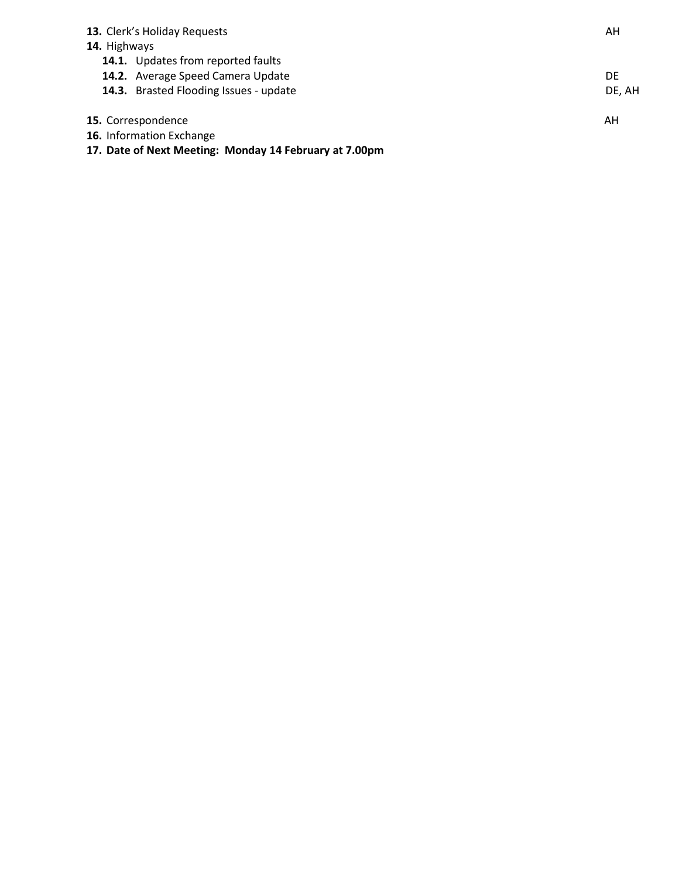**13.** Clerk's Holiday Requests AH

**14.** Highways

- **14.1.** Updates from reported faults
- **14.2.** Average Speed Camera Update DE
- **14.3.** Brasted Flooding Issues - update DE, AH

**15.** Correspondence AH

**16.** Information Exchange

**17. Date of Next Meeting: Monday 14 February at 7.00pm**